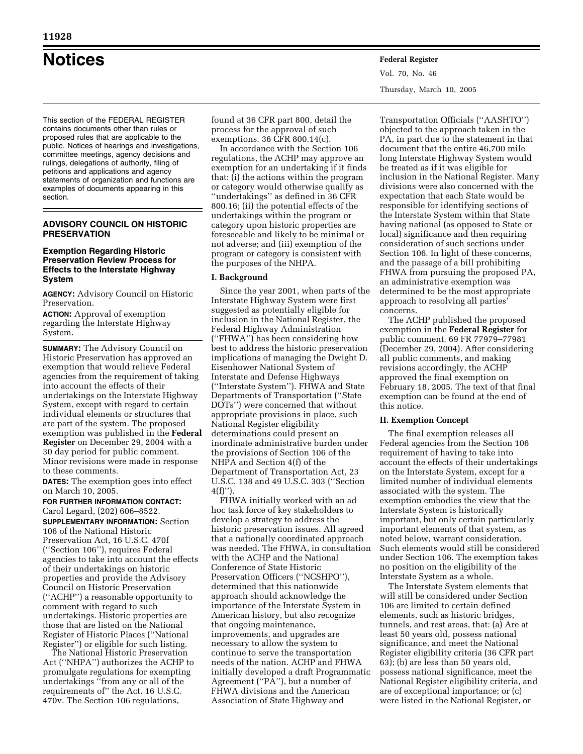# Notices

This section of the FEDERAL REGISTER contains documents other than rules or proposed rules that are applicable to the public. Notices of hearings and investigations, committee meetings, agency decisions and rulings, delegations of authority, filing of petitions and applications and agency statements of organization and functions are examples of documents appearing in this section.

## ADVISORY COUNCIL ON HISTORIC PRESERVATION

### Exemption Regarding Historic Preservation Review Process for Effects to the Interstate Highway System

**AGENCY:** Advisory Council on Historic Preservation.

**ACTION:** Approval of exemption regarding the Interstate Highway System.

**SUMMARY:** The Advisory Council on Historic Preservation has approved an exemption that would relieve Federal agencies from the requirement of taking into account the effects of their undertakings on the Interstate Highway System, except with regard to certain individual elements or structures that are part of the system. The proposed exemption was published in the **Federal Register** on December 29, 2004 with a 30 day period for public comment. Minor revisions were made in response to these comments.

**DATES:** The exemption goes into effect on March 10, 2005.

**FOR FURTHER INFORMATION CONTACT:** Carol Legard, (202) 606–8522.

**SUPPLEMENTARY INFORMATION:** Section 106 of the National Historic Preservation Act, 16 U.S.C. 470f (''Section 106''), requires Federal agencies to take into account the effects of their undertakings on historic properties and provide the Advisory Council on Historic Preservation (''ACHP'') a reasonable opportunity to comment with regard to such undertakings. Historic properties are those that are listed on the National Register of Historic Places (''National Register'') or eligible for such listing.

The National Historic Preservation Act (''NHPA'') authorizes the ACHP to promulgate regulations for exempting undertakings ''from any or all of the requirements of'' the Act. 16 U.S.C. 470v. The Section 106 regulations, found at 36 CFR part 800, detail the process for the approval of such exemptions. 36 CFR 800.14(c).

In accordance with the Section 106 regulations, the ACHP may approve an exemption for an undertaking if it finds that: (i) the actions within the program or category would otherwise qualify as ''undertakings'' as defined in 36 CFR 800.16; (ii) the potential effects of the undertakings within the program or category upon historic properties are foreseeable and likely to be minimal or not adverse; and (iii) exemption of the program or category is consistent with the purposes of the NHPA.

#### I. Background

Since the year 2001, when parts of the Interstate Highway System were first suggested as potentially eligible for inclusion in the National Register, the Federal Highway Administration (''FHWA'') has been considering how best to address the historic preservation implications of managing the Dwight D. Eisenhower National System of Interstate and Defense Highways (''Interstate System''). FHWA and State Departments of Transportation (''State DOTs'') were concerned that without appropriate provisions in place, such National Register eligibility determinations could present an inordinate administrative burden under the provisions of Section 106 of the NHPA and Section 4(f) of the Department of Transportation Act, 23 U.S.C. 138 and 49 U.S.C. 303 (''Section 4(f)'').

FHWA initially worked with an ad hoc task force of key stakeholders to develop a strategy to address the historic preservation issues. All agreed that a nationally coordinated approach was needed. The FHWA, in consultation with the ACHP and the National Conference of State Historic Preservation Officers (''NCSHPO''), determined that this nationwide approach should acknowledge the importance of the Interstate System in American history, but also recognize that ongoing maintenance, improvements, and upgrades are necessary to allow the system to continue to serve the transportation needs of the nation. ACHP and FHWA initially developed a draft Programmatic Agreement (''PA''), but a number of FHWA divisions and the American Association of State Highway and Transportation Officials (''AASHTO'') objected to the approach taken in the PA, in part due to the statement in that document that the entire 46,700 mile long Interstate Highway System would be treated as if it was eligible for inclusion in the National Register. Many divisions were also concerned with the expectation that each State would be responsible for identifying sections of the Interstate System within that State having national (as opposed to State or local) significance and then requiring consideration of such sections under Section 106. In light of these concerns, and the passage of a bill prohibiting FHWA from pursuing the proposed PA, an administrative exemption was determined to be the most appropriate approach to resolving all parties' concerns.

The ACHP published the proposed exemption in the **Federal Register** for public comment. 69 FR 77979–77981 (December 29, 2004). After considering all public comments, and making revisions accordingly, the ACHP approved the final exemption on February 18, 2005. The text of that final exemption can be found at the end of this notice.

#### II. Exemption Concept

The final exemption releases all Federal agencies from the Section 106 requirement of having to take into account the effects of their undertakings on the Interstate System, except for a limited number of individual elements associated with the system. The exemption embodies the view that the Interstate System is historically important, but only certain particularly important elements of that system, as noted below, warrant consideration. Such elements would still be considered under Section 106. The exemption takes no position on the eligibility of the Interstate System as a whole.

The Interstate System elements that will still be considered under Section 106 are limited to certain defined elements, such as historic bridges, tunnels, and rest areas, that: (a) Are at least 50 years old, possess national significance, and meet the National Register eligibility criteria (36 CFR part 63); (b) are less than 50 years old, possess national significance, meet the National Register eligibility criteria, and are of exceptional importance; or (c) were listed in the National Register, or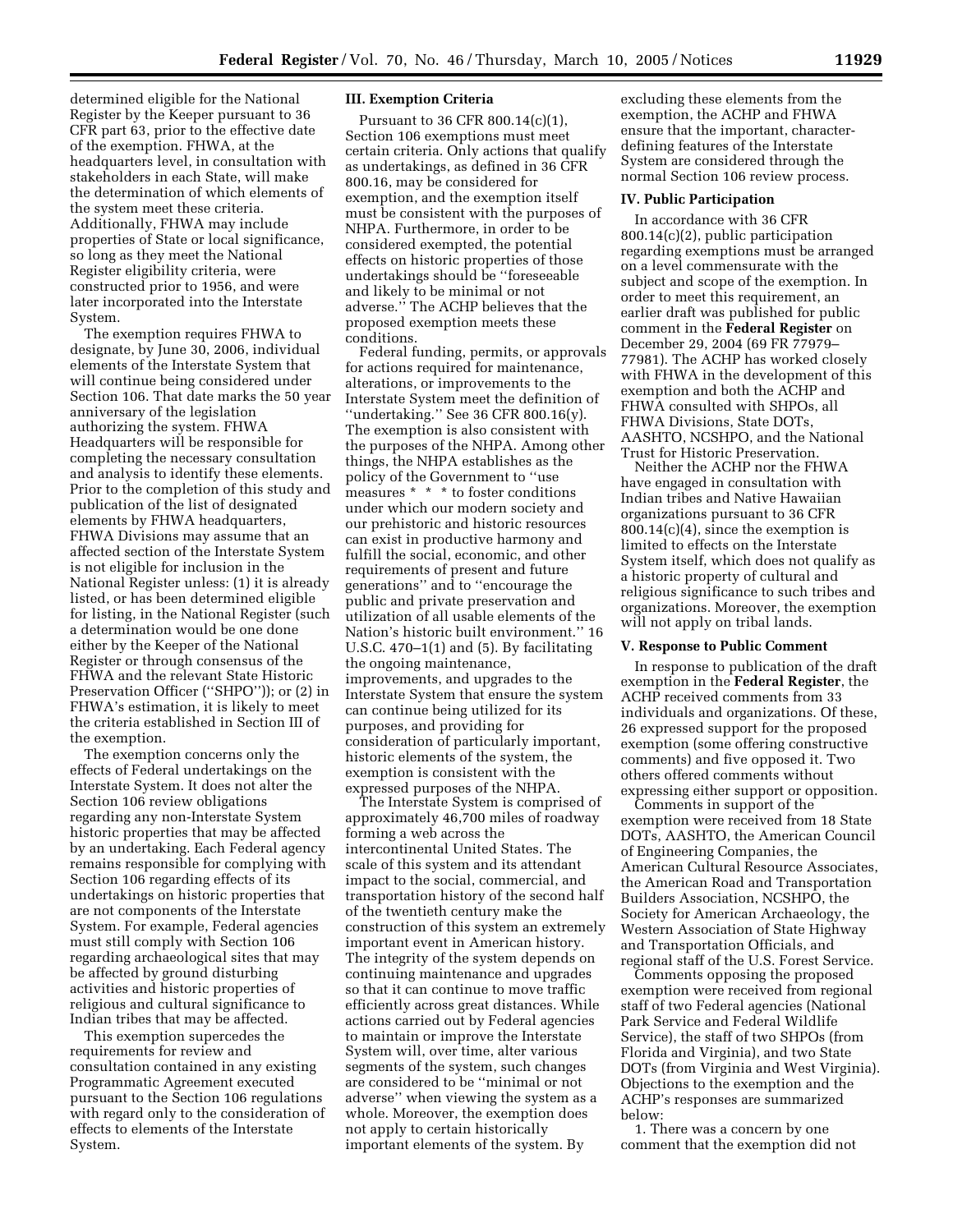determined eligible for the National Register by the Keeper pursuant to 36 CFR part 63, prior to the effective date of the exemption. FHWA, at the headquarters level, in consultation with stakeholders in each State, will make the determination of which elements of the system meet these criteria. Additionally, FHWA may include properties of State or local significance, so long as they meet the National Register eligibility criteria, were constructed prior to 1956, and were later incorporated into the Interstate System.

The exemption requires FHWA to designate, by June 30, 2006, individual elements of the Interstate System that will continue being considered under Section 106. That date marks the 50 year anniversary of the legislation authorizing the system. FHWA Headquarters will be responsible for completing the necessary consultation and analysis to identify these elements. Prior to the completion of this study and publication of the list of designated elements by FHWA headquarters, FHWA Divisions may assume that an affected section of the Interstate System is not eligible for inclusion in the National Register unless: (1) it is already listed, or has been determined eligible for listing, in the National Register (such a determination would be one done either by the Keeper of the National Register or through consensus of the FHWA and the relevant State Historic Preservation Officer (''SHPO'')); or (2) in FHWA's estimation, it is likely to meet the criteria established in Section III of the exemption.

The exemption concerns only the effects of Federal undertakings on the Interstate System. It does not alter the Section 106 review obligations regarding any non-Interstate System historic properties that may be affected by an undertaking. Each Federal agency remains responsible for complying with Section 106 regarding effects of its undertakings on historic properties that are not components of the Interstate System. For example, Federal agencies must still comply with Section 106 regarding archaeological sites that may be affected by ground disturbing activities and historic properties of religious and cultural significance to Indian tribes that may be affected.

This exemption supercedes the requirements for review and consultation contained in any existing Programmatic Agreement executed pursuant to the Section 106 regulations with regard only to the consideration of effects to elements of the Interstate System.

## III. Exemption Criteria

Pursuant to 36 CFR 800.14(c)(1), Section 106 exemptions must meet certain criteria. Only actions that qualify as undertakings, as defined in 36 CFR 800.16, may be considered for exemption, and the exemption itself must be consistent with the purposes of NHPA. Furthermore, in order to be considered exempted, the potential effects on historic properties of those undertakings should be ''foreseeable and likely to be minimal or not adverse.'' The ACHP believes that the proposed exemption meets these conditions.

Federal funding, permits, or approvals for actions required for maintenance, alterations, or improvements to the Interstate System meet the definition of ''undertaking.'' See 36 CFR 800.16(y). The exemption is also consistent with the purposes of the NHPA. Among other things, the NHPA establishes as the policy of the Government to ''use measures * * * to foster conditions under which our modern society and our prehistoric and historic resources can exist in productive harmony and fulfill the social, economic, and other requirements of present and future generations'' and to ''encourage the public and private preservation and utilization of all usable elements of the Nation's historic built environment.'' 16 U.S.C. 470–1(1) and (5). By facilitating the ongoing maintenance, improvements, and upgrades to the Interstate System that ensure the system can continue being utilized for its purposes, and providing for consideration of particularly important, historic elements of the system, the exemption is consistent with the expressed purposes of the NHPA.

The Interstate System is comprised of approximately 46,700 miles of roadway forming a web across the intercontinental United States. The scale of this system and its attendant impact to the social, commercial, and transportation history of the second half of the twentieth century make the construction of this system an extremely important event in American history. The integrity of the system depends on continuing maintenance and upgrades so that it can continue to move traffic efficiently across great distances. While actions carried out by Federal agencies to maintain or improve the Interstate System will, over time, alter various segments of the system, such changes are considered to be ''minimal or not adverse'' when viewing the system as a whole. Moreover, the exemption does not apply to certain historically important elements of the system. By excluding these elements from the exemption, the ACHP and FHWA ensure that the important, character-defining features of the Interstate System are considered through the normal Section 106 review process.

## IV. Public Participation

In accordance with 36 CFR 800.14(c)(2), public participation regarding exemptions must be arranged on a level commensurate with the subject and scope of the exemption. In order to meet this requirement, an earlier draft was published for public comment in the **Federal Register** on December 29, 2004 (69 FR 77979–77981). The ACHP has worked closely with FHWA in the development of this exemption and both the ACHP and FHWA consulted with SHPOs, all FHWA Divisions, State DOTs, AASHTO, NCSHPO, and the National Trust for Historic Preservation.

Neither the ACHP nor the FHWA have engaged in consultation with Indian tribes and Native Hawaiian organizations pursuant to 36 CFR 800.14(c)(4), since the exemption is limited to effects on the Interstate System itself, which does not qualify as a historic property of cultural and religious significance to such tribes and organizations. Moreover, the exemption will not apply on tribal lands.

## V. Response to Public Comment

In response to publication of the draft exemption in the **Federal Register**, the ACHP received comments from 33 individuals and organizations. Of these, 26 expressed support for the proposed exemption (some offering constructive comments) and five opposed it. Two others offered comments without expressing either support or opposition.

Comments in support of the exemption were received from 18 State DOTs, AASHTO, the American Council of Engineering Companies, the American Cultural Resource Associates, the American Road and Transportation Builders Association, NCSHPO, the Society for American Archaeology, the Western Association of State Highway and Transportation Officials, and regional staff of the U.S. Forest Service.

Comments opposing the proposed exemption were received from regional staff of two Federal agencies (National Park Service and Federal Wildlife Service), the staff of two SHPOs (from Florida and Virginia), and two State DOTs (from Virginia and West Virginia). Objections to the exemption and the ACHP's responses are summarized below:

1. There was a concern by one comment that the exemption did not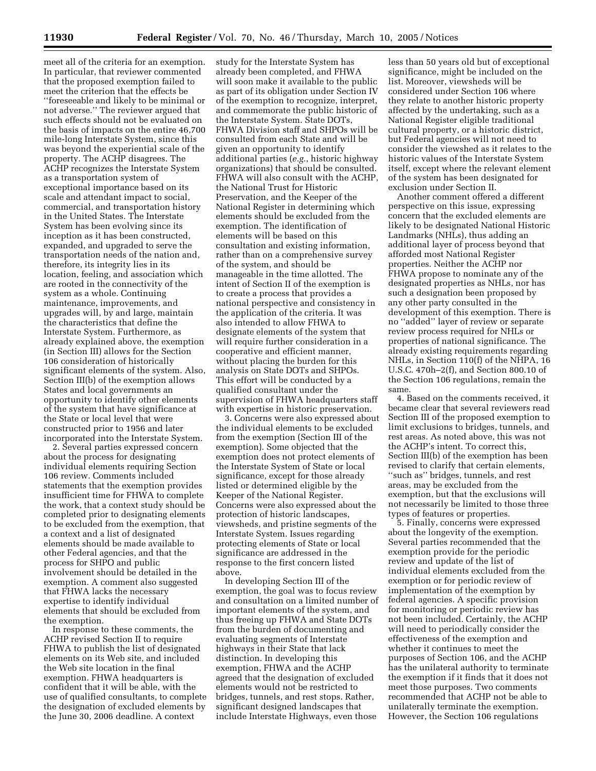meet all of the criteria for an exemption. In particular, that reviewer commented that the proposed exemption failed to meet the criterion that the effects be ''foreseeable and likely to be minimal or not adverse.'' The reviewer argued that such effects should not be evaluated on the basis of impacts on the entire 46,700 mile-long Interstate System, since this was beyond the experiential scale of the property. The ACHP disagrees. The ACHP recognizes the Interstate System as a transportation system of exceptional importance based on its scale and attendant impact to social, commercial, and transportation history in the United States. The Interstate System has been evolving since its inception as it has been constructed, expanded, and upgraded to serve the transportation needs of the nation and, therefore, its integrity lies in its location, feeling, and association which are rooted in the connectivity of the system as a whole. Continuing maintenance, improvements, and upgrades will, by and large, maintain the characteristics that define the Interstate System. Furthermore, as already explained above, the exemption (in Section III) allows for the Section 106 consideration of historically significant elements of the system. Also, Section III(b) of the exemption allows States and local governments an opportunity to identify other elements of the system that have significance at the State or local level that were constructed prior to 1956 and later incorporated into the Interstate System.

2. Several parties expressed concern about the process for designating individual elements requiring Section 106 review. Comments included statements that the exemption provides insufficient time for FHWA to complete the work, that a context study should be completed prior to designating elements to be excluded from the exemption, that a context and a list of designated elements should be made available to other Federal agencies, and that the process for SHPO and public involvement should be detailed in the exemption. A comment also suggested that FHWA lacks the necessary expertise to identify individual elements that should be excluded from the exemption.

In response to these comments, the ACHP revised Section II to require FHWA to publish the list of designated elements on its Web site, and included the Web site location in the final exemption. FHWA headquarters is confident that it will be able, with the use of qualified consultants, to complete the designation of excluded elements by the June 30, 2006 deadline. A context study for the Interstate System has already been completed, and FHWA will soon make it available to the public as part of its obligation under Section IV of the exemption to recognize, interpret, and commemorate the public historic of the Interstate System. State DOTs, FHWA Division staff and SHPOs will be consulted from each State and will be given an opportunity to identify additional parties (*e.g.*, historic highway organizations) that should be consulted. FHWA will also consult with the ACHP, the National Trust for Historic Preservation, and the Keeper of the National Register in determining which elements should be excluded from the exemption. The identification of elements will be based on this consultation and existing information, rather than on a comprehensive survey of the system, and should be manageable in the time allotted. The intent of Section II of the exemption is to create a process that provides a national perspective and consistency in the application of the criteria. It was also intended to allow FHWA to designate elements of the system that will require further consideration in a cooperative and efficient manner, without placing the burden for this analysis on State DOTs and SHPOs. This effort will be conducted by a qualified consultant under the supervision of FHWA headquarters staff with expertise in historic preservation.

3. Concerns were also expressed about the individual elements to be excluded from the exemption (Section III of the exemption). Some objected that the exemption does not protect elements of the Interstate System of State or local significance, except for those already listed or determined eligible by the Keeper of the National Register. Concerns were also expressed about the protection of historic landscapes, viewsheds, and pristine segments of the Interstate System. Issues regarding protecting elements of State or local significance are addressed in the response to the first concern listed above.

In developing Section III of the exemption, the goal was to focus review and consultation on a limited number of important elements of the system, and thus freeing up FHWA and State DOTs from the burden of documenting and evaluating segments of Interstate highways in their State that lack distinction. In developing this exemption, FHWA and the ACHP agreed that the designation of excluded elements would not be restricted to bridges, tunnels, and rest stops. Rather, significant designed landscapes that include Interstate Highways, even those less than 50 years old but of exceptional significance, might be included on the list. Moreover, viewsheds will be considered under Section 106 where they relate to another historic property affected by the undertaking, such as a National Register eligible traditional cultural property, or a historic district, but Federal agencies will not need to consider the viewshed as it relates to the historic values of the Interstate System itself, except where the relevant element of the system has been designated for exclusion under Section II.

Another comment offered a different perspective on this issue, expressing concern that the excluded elements are likely to be designated National Historic Landmarks (NHLs), thus adding an additional layer of process beyond that afforded most National Register properties. Neither the ACHP nor FHWA propose to nominate any of the designated properties as NHLs, nor has such a designation been proposed by any other party consulted in the development of this exemption. There is no ''added'' layer of review or separate review process required for NHLs or properties of national significance. The already existing requirements regarding NHLs, in Section 110(f) of the NHPA, 16 U.S.C. 470h–2(f), and Section 800.10 of the Section 106 regulations, remain the same.

4. Based on the comments received, it became clear that several reviewers read Section III of the proposed exemption to limit exclusions to bridges, tunnels, and rest areas. As noted above, this was not the ACHP's intent. To correct this, Section III(b) of the exemption has been revised to clarify that certain elements, ''such as'' bridges, tunnels, and rest areas, may be excluded from the exemption, but that the exclusions will not necessarily be limited to those three types of features or properties.

5. Finally, concerns were expressed about the longevity of the exemption. Several parties recommended that the exemption provide for the periodic review and update of the list of individual elements excluded from the exemption or for periodic review of implementation of the exemption by federal agencies. A specific provision for monitoring or periodic review has not been included. Certainly, the ACHP will need to periodically consider the effectiveness of the exemption and whether it continues to meet the purposes of Section 106, and the ACHP has the unilateral authority to terminate the exemption if it finds that it does not meet those purposes. Two comments recommended that ACHP not be able to unilaterally terminate the exemption. However, the Section 106 regulations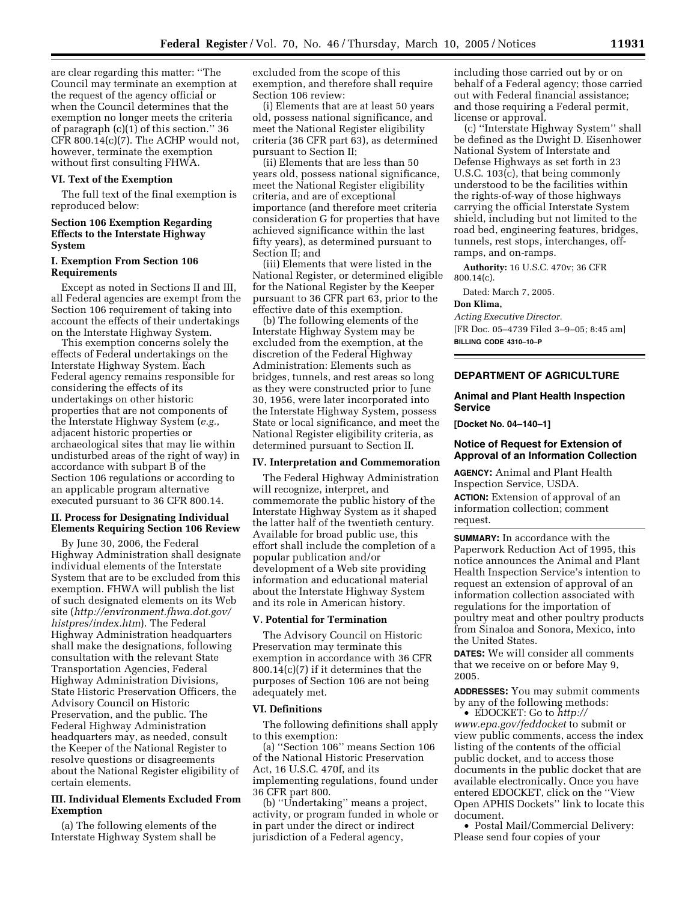are clear regarding this matter: ''The Council may terminate an exemption at the request of the agency official or when the Council determines that the exemption no longer meets the criteria of paragraph (c)(1) of this section.'' 36 CFR 800.14(c)(7). The ACHP would not, however, terminate the exemption without first consulting FHWA.

### VI. Text of the Exemption

The full text of the final exemption is reproduced below:

## Section 106 Exemption Regarding Effects to the Interstate Highway System

### I. Exemption From Section 106 Requirements

Except as noted in Sections II and III, all Federal agencies are exempt from the Section 106 requirement of taking into account the effects of their undertakings on the Interstate Highway System.

This exemption concerns solely the effects of Federal undertakings on the Interstate Highway System. Each Federal agency remains responsible for considering the effects of its undertakings on other historic properties that are not components of the Interstate Highway System (*e.g.*, adjacent historic properties or archaeological sites that may lie within undisturbed areas of the right of way) in accordance with subpart B of the Section 106 regulations or according to an applicable program alternative executed pursuant to 36 CFR 800.14.

### II. Process for Designating Individual Elements Requiring Section 106 Review

By June 30, 2006, the Federal Highway Administration shall designate individual elements of the Interstate System that are to be excluded from this exemption. FHWA will publish the list of such designated elements on its Web site (*http://environment.fhwa.dot.gov/histpres/index.htm*). The Federal Highway Administration headquarters shall make the designations, following consultation with the relevant State Transportation Agencies, Federal Highway Administration Divisions, State Historic Preservation Officers, the Advisory Council on Historic Preservation, and the public. The Federal Highway Administration headquarters may, as needed, consult the Keeper of the National Register to resolve questions or disagreements about the National Register eligibility of certain elements.

### III. Individual Elements Excluded From Exemption

(a) The following elements of the Interstate Highway System shall be excluded from the scope of this exemption, and therefore shall require Section 106 review:

(i) Elements that are at least 50 years old, possess national significance, and meet the National Register eligibility criteria (36 CFR part 63), as determined pursuant to Section II;

(ii) Elements that are less than 50 years old, possess national significance, meet the National Register eligibility criteria, and are of exceptional importance (and therefore meet criteria consideration G for properties that have achieved significance within the last fifty years), as determined pursuant to Section II; and

(iii) Elements that were listed in the National Register, or determined eligible for the National Register by the Keeper pursuant to 36 CFR part 63, prior to the effective date of this exemption.

(b) The following elements of the Interstate Highway System may be excluded from the exemption, at the discretion of the Federal Highway Administration: Elements such as bridges, tunnels, and rest areas so long as they were constructed prior to June 30, 1956, were later incorporated into the Interstate Highway System, possess State or local significance, and meet the National Register eligibility criteria, as determined pursuant to Section II.

### IV. Interpretation and Commemoration

The Federal Highway Administration will recognize, interpret, and commemorate the public history of the Interstate Highway System as it shaped the latter half of the twentieth century. Available for broad public use, this effort shall include the completion of a popular publication and/or development of a Web site providing information and educational material about the Interstate Highway System and its role in American history.

### V. Potential for Termination

The Advisory Council on Historic Preservation may terminate this exemption in accordance with 36 CFR 800.14(c)(7) if it determines that the purposes of Section 106 are not being adequately met.

### VI. Definitions

The following definitions shall apply to this exemption:

(a) ''Section 106'' means Section 106 of the National Historic Preservation Act, 16 U.S.C. 470f, and its implementing regulations, found under 36 CFR part 800.

(b) ''Undertaking'' means a project, activity, or program funded in whole or in part under the direct or indirect jurisdiction of a Federal agency, including those carried out by or on behalf of a Federal agency; those carried out with Federal financial assistance; and those requiring a Federal permit, license or approval.

(c) ''Interstate Highway System'' shall be defined as the Dwight D. Eisenhower National System of Interstate and Defense Highways as set forth in 23 U.S.C. 103(c), that being commonly understood to be the facilities within the rights-of-way of those highways carrying the official Interstate System shield, including but not limited to the road bed, engineering features, bridges, tunnels, rest stops, interchanges, off-ramps, and on-ramps.

**Authority:** 16 U.S.C. 470v; 36 CFR 800.14(c).

Dated: March 7, 2005.

**Don Klima,**

*Acting Executive Director.*

[FR Doc. 05–4739 Filed 3–9–05; 8:45 am]

**BILLING CODE 4310–10–P**

---

## DEPARTMENT OF AGRICULTURE

### Animal and Plant Health Inspection Service

**[Docket No. 04–140–1]**

### Notice of Request for Extension of Approval of an Information Collection

**AGENCY:** Animal and Plant Health Inspection Service, USDA.

**ACTION:** Extension of approval of an information collection; comment request.

**SUMMARY:** In accordance with the Paperwork Reduction Act of 1995, this notice announces the Animal and Plant Health Inspection Service's intention to request an extension of approval of an information collection associated with regulations for the importation of poultry meat and other poultry products from Sinaloa and Sonora, Mexico, into the United States.

**DATES:** We will consider all comments that we receive on or before May 9, 2005.

**ADDRESSES:** You may submit comments by any of the following methods:

- EDOCKET: Go to *http://www.epa.gov/feddocket* to submit or view public comments, access the index listing of the contents of the official public docket, and to access those documents in the public docket that are available electronically. Once you have entered EDOCKET, click on the ''View Open APHIS Dockets'' link to locate this document.
- Postal Mail/Commercial Delivery: Please send four copies of your